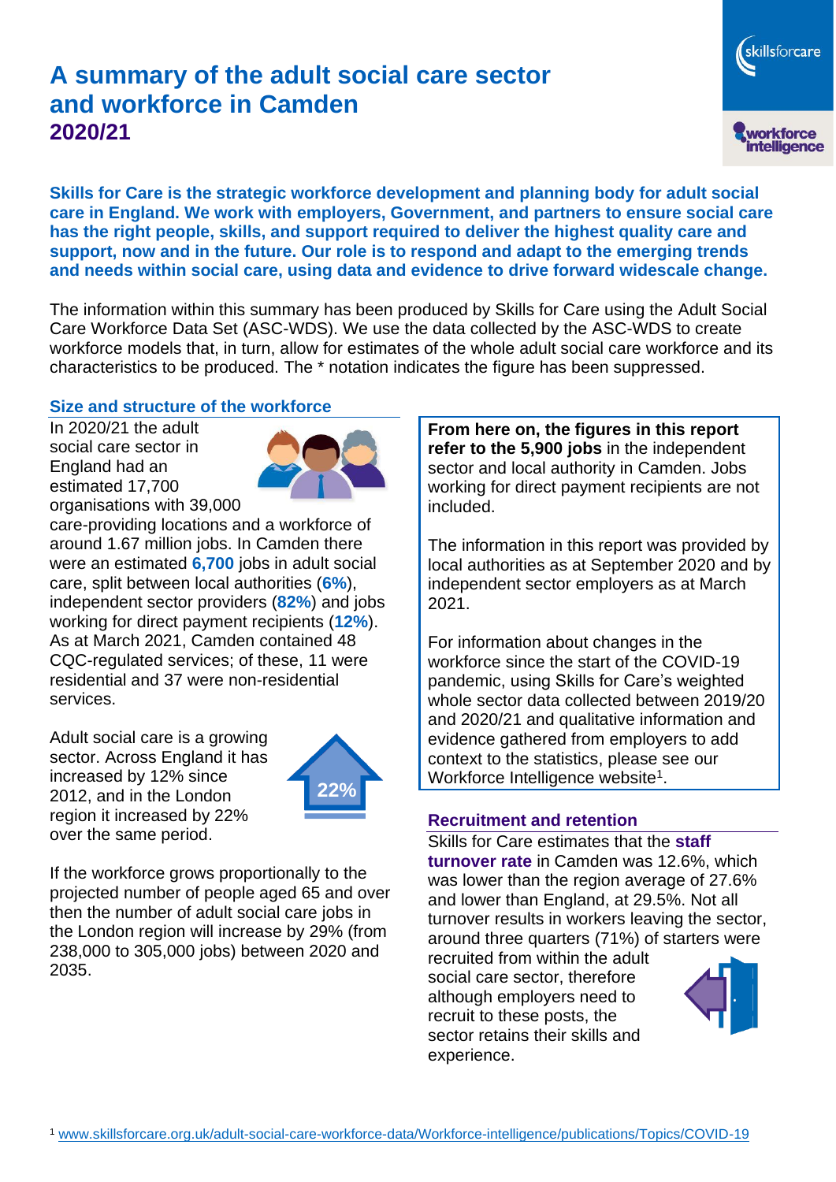# A summary of the adult social care sector and workforce in Camden
## 2020/21

**Skills for Care is the strategic workforce development and planning body for adult social care in England. We work with employers, Government, and partners to ensure social care has the right people, skills, and support required to deliver the highest quality care and support, now and in the future. Our role is to respond and adapt to the emerging trends and needs within social care, using data and evidence to drive forward widescale change.**

The information within this summary has been produced by Skills for Care using the Adult Social Care Workforce Data Set (ASC-WDS). We use the data collected by the ASC-WDS to create workforce models that, in turn, allow for estimates of the whole adult social care workforce and its characteristics to be produced. The * notation indicates the figure has been suppressed.

### Size and structure of the workforce

In 2020/21 the adult social care sector in England had an estimated 17,700 organisations with 39,000 care-providing locations and a workforce of around 1.67 million jobs. In Camden there were an estimated **6,700** jobs in adult social care, split between local authorities (**6%**), independent sector providers (**82%**) and jobs working for direct payment recipients (**12%**). As at March 2021, Camden contained 48 CQC-regulated services; of these, 11 were residential and 37 were non-residential services.

Adult social care is a growing sector. Across England it has increased by 12% since 2012, and in the London region it increased by 22% over the same period.

22%

If the workforce grows proportionally to the projected number of people aged 65 and over then the number of adult social care jobs in the London region will increase by 29% (from 238,000 to 305,000 jobs) between 2020 and 2035.

**From here on, the figures in this report refer to the 5,900 jobs** in the independent sector and local authority in Camden. Jobs working for direct payment recipients are not included.

The information in this report was provided by local authorities as at September 2020 and by independent sector employers as at March 2021.

For information about changes in the workforce since the start of the COVID-19 pandemic, using Skills for Care's weighted whole sector data collected between 2019/20 and 2020/21 and qualitative information and evidence gathered from employers to add context to the statistics, please see our Workforce Intelligence website[1].

### Recruitment and retention

Skills for Care estimates that the **staff turnover rate** in Camden was 12.6%, which was lower than the region average of 27.6% and lower than England, at 29.5%. Not all turnover results in workers leaving the sector, around three quarters (71%) of starters were recruited from within the adult social care sector, therefore although employers need to recruit to these posts, the sector retains their skills and experience.

[1] www.skillsforcare.org.uk/adult-social-care-workforce-data/Workforce-intelligence/publications/Topics/COVID-19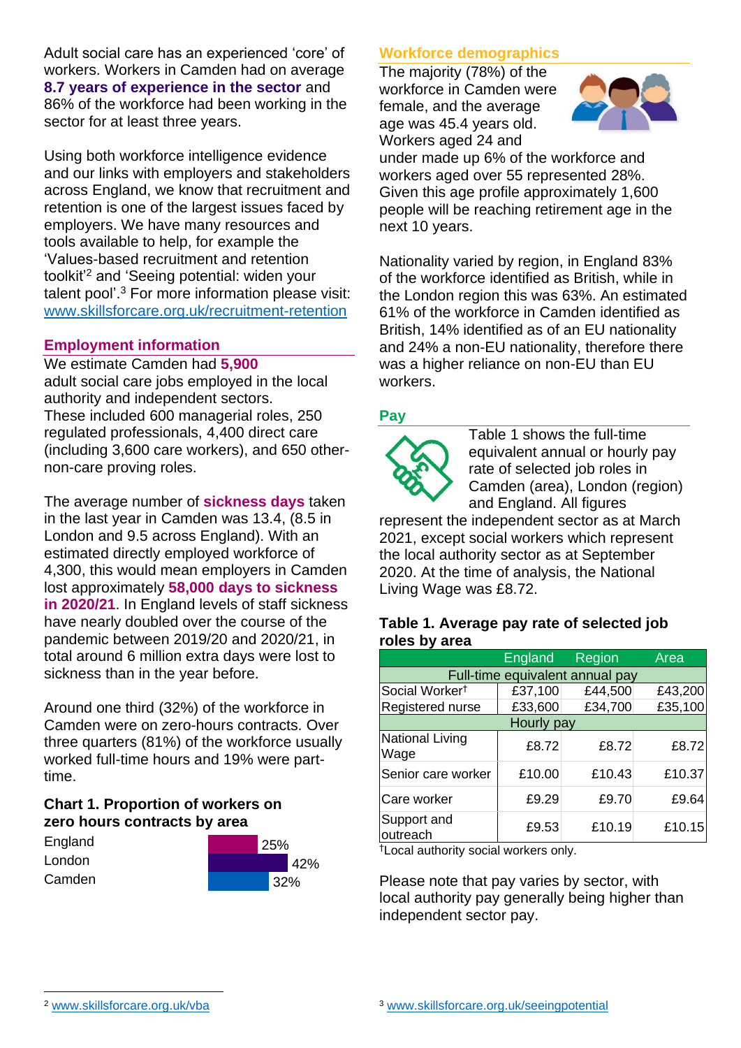Adult social care has an experienced 'core' of workers. Workers in Camden had on average **8.7 years of experience in the sector** and 86% of the workforce had been working in the sector for at least three years.

Using both workforce intelligence evidence and our links with employers and stakeholders across England, we know that recruitment and retention is one of the largest issues faced by employers. We have many resources and tools available to help, for example the 'Values-based recruitment and retention toolkit'[2] and 'Seeing potential: widen your talent pool'.[3] For more information please visit: www.skillsforcare.org.uk/recruitment-retention

## Employment information

We estimate Camden had **5,900** adult social care jobs employed in the local authority and independent sectors. These included 600 managerial roles, 250 regulated professionals, 4,400 direct care (including 3,600 care workers), and 650 other-non-care proving roles.

The average number of **sickness days** taken in the last year in Camden was 13.4, (8.5 in London and 9.5 across England). With an estimated directly employed workforce of 4,300, this would mean employers in Camden lost approximately **58,000 days to sickness in 2020/21**. In England levels of staff sickness have nearly doubled over the course of the pandemic between 2019/20 and 2020/21, in total around 6 million extra days were lost to sickness than in the year before.

Around one third (32%) of the workforce in Camden were on zero-hours contracts. Over three quarters (81%) of the workforce usually worked full-time hours and 19% were part-time.

### Chart 1. Proportion of workers on zero hours contracts by area

| Area | Proportion |
|---|---|
| England | 25% |
| London | 42% |
| Camden | 32% |

## Workforce demographics

The majority (78%) of the workforce in Camden were female, and the average age was 45.4 years old. Workers aged 24 and under made up 6% of the workforce and workers aged over 55 represented 28%. Given this age profile approximately 1,600 people will be reaching retirement age in the next 10 years.

Nationality varied by region, in England 83% of the workforce identified as British, while in the London region this was 63%. An estimated 61% of the workforce in Camden identified as British, 14% identified as of an EU nationality and 24% a non-EU nationality, therefore there was a higher reliance on non-EU than EU workers.

## Pay

Table 1 shows the full-time equivalent annual or hourly pay rate of selected job roles in Camden (area), London (region) and England. All figures represent the independent sector as at March 2021, except social workers which represent the local authority sector as at September 2020. At the time of analysis, the National Living Wage was £8.72.

### Table 1. Average pay rate of selected job roles by area

| | England | Region | Area |
|---|---|---|---|
| **Full-time equivalent annual pay** | | | |
| Social Worker† | £37,100 | £44,500 | £43,200 |
| Registered nurse | £33,600 | £34,700 | £35,100 |
| **Hourly pay** | | | |
| National Living Wage | £8.72 | £8.72 | £8.72 |
| Senior care worker | £10.00 | £10.43 | £10.37 |
| Care worker | £9.29 | £9.70 | £9.64 |
| Support and outreach | £9.53 | £10.19 | £10.15 |

†Local authority social workers only.

Please note that pay varies by sector, with local authority pay generally being higher than independent sector pay.

[2] www.skillsforcare.org.uk/vba

[3] www.skillsforcare.org.uk/seeingpotential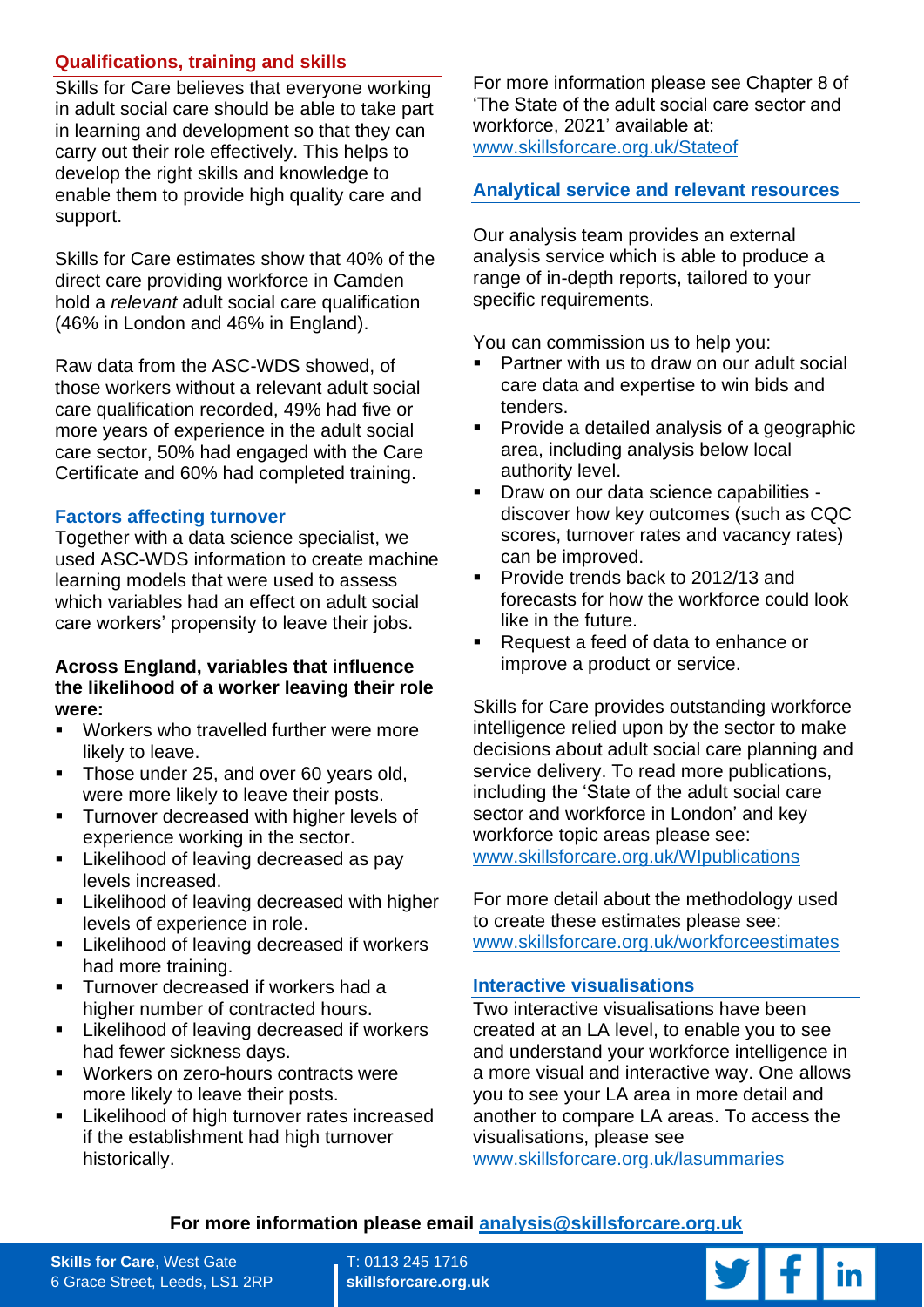## Qualifications, training and skills

Skills for Care believes that everyone working in adult social care should be able to take part in learning and development so that they can carry out their role effectively. This helps to develop the right skills and knowledge to enable them to provide high quality care and support.

Skills for Care estimates show that 40% of the direct care providing workforce in Camden hold a *relevant* adult social care qualification (46% in London and 46% in England).

Raw data from the ASC-WDS showed, of those workers without a relevant adult social care qualification recorded, 49% had five or more years of experience in the adult social care sector, 50% had engaged with the Care Certificate and 60% had completed training.

## Factors affecting turnover

Together with a data science specialist, we used ASC-WDS information to create machine learning models that were used to assess which variables had an effect on adult social care workers' propensity to leave their jobs.

**Across England, variables that influence the likelihood of a worker leaving their role were:**

- Workers who travelled further were more likely to leave.
- Those under 25, and over 60 years old, were more likely to leave their posts.
- Turnover decreased with higher levels of experience working in the sector.
- Likelihood of leaving decreased as pay levels increased.
- Likelihood of leaving decreased with higher levels of experience in role.
- Likelihood of leaving decreased if workers had more training.
- Turnover decreased if workers had a higher number of contracted hours.
- Likelihood of leaving decreased if workers had fewer sickness days.
- Workers on zero-hours contracts were more likely to leave their posts.
- Likelihood of high turnover rates increased if the establishment had high turnover historically.

For more information please see Chapter 8 of 'The State of the adult social care sector and workforce, 2021' available at: www.skillsforcare.org.uk/Stateof

## Analytical service and relevant resources

Our analysis team provides an external analysis service which is able to produce a range of in-depth reports, tailored to your specific requirements.

You can commission us to help you:

- Partner with us to draw on our adult social care data and expertise to win bids and tenders.
- Provide a detailed analysis of a geographic area, including analysis below local authority level.
- Draw on our data science capabilities - discover how key outcomes (such as CQC scores, turnover rates and vacancy rates) can be improved.
- Provide trends back to 2012/13 and forecasts for how the workforce could look like in the future.
- Request a feed of data to enhance or improve a product or service.

Skills for Care provides outstanding workforce intelligence relied upon by the sector to make decisions about adult social care planning and service delivery. To read more publications, including the 'State of the adult social care sector and workforce in London' and key workforce topic areas please see: www.skillsforcare.org.uk/WIpublications

For more detail about the methodology used to create these estimates please see: www.skillsforcare.org.uk/workforceestimates

## Interactive visualisations

Two interactive visualisations have been created at an LA level, to enable you to see and understand your workforce intelligence in a more visual and interactive way. One allows you to see your LA area in more detail and another to compare LA areas. To access the visualisations, please see www.skillsforcare.org.uk/lasummaries

**For more information please email analysis@skillsforcare.org.uk**

**Skills for Care**, West Gate
6 Grace Street, Leeds, LS1 2RP

T: 0113 245 1716
**skillsforcare.org.uk**